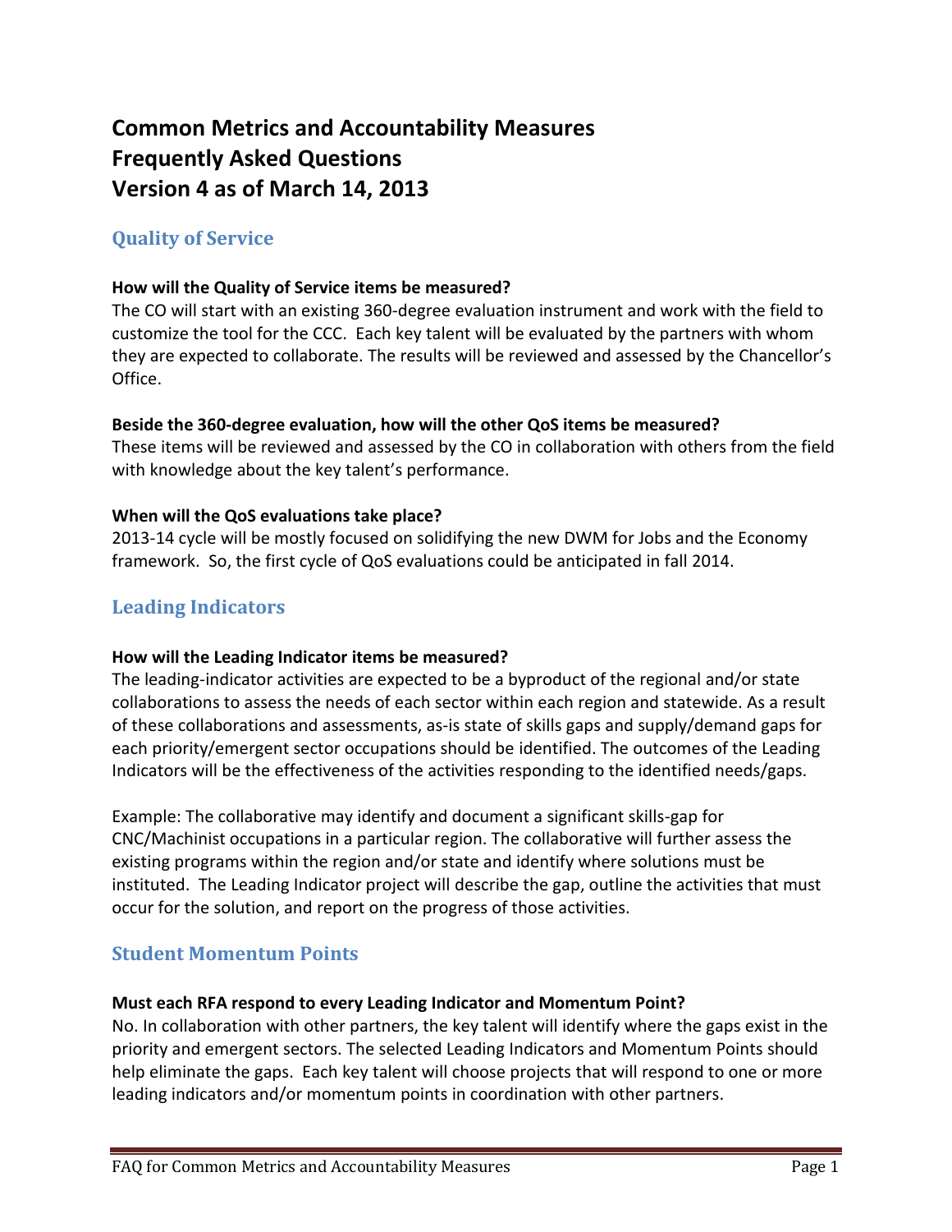# Common Metrics and Accountability Measures
# Frequently Asked Questions
# Version 4 as of March 14, 2013

## Quality of Service

**How will the Quality of Service items be measured?**
The CO will start with an existing 360-degree evaluation instrument and work with the field to customize the tool for the CCC. Each key talent will be evaluated by the partners with whom they are expected to collaborate. The results will be reviewed and assessed by the Chancellor's Office.

**Beside the 360-degree evaluation, how will the other QoS items be measured?**
These items will be reviewed and assessed by the CO in collaboration with others from the field with knowledge about the key talent's performance.

**When will the QoS evaluations take place?**
2013-14 cycle will be mostly focused on solidifying the new DWM for Jobs and the Economy framework. So, the first cycle of QoS evaluations could be anticipated in fall 2014.

## Leading Indicators

**How will the Leading Indicator items be measured?**
The leading-indicator activities are expected to be a byproduct of the regional and/or state collaborations to assess the needs of each sector within each region and statewide. As a result of these collaborations and assessments, as-is state of skills gaps and supply/demand gaps for each priority/emergent sector occupations should be identified. The outcomes of the Leading Indicators will be the effectiveness of the activities responding to the identified needs/gaps.

Example: The collaborative may identify and document a significant skills-gap for CNC/Machinist occupations in a particular region. The collaborative will further assess the existing programs within the region and/or state and identify where solutions must be instituted. The Leading Indicator project will describe the gap, outline the activities that must occur for the solution, and report on the progress of those activities.

## Student Momentum Points

**Must each RFA respond to every Leading Indicator and Momentum Point?**
No. In collaboration with other partners, the key talent will identify where the gaps exist in the priority and emergent sectors. The selected Leading Indicators and Momentum Points should help eliminate the gaps. Each key talent will choose projects that will respond to one or more leading indicators and/or momentum points in coordination with other partners.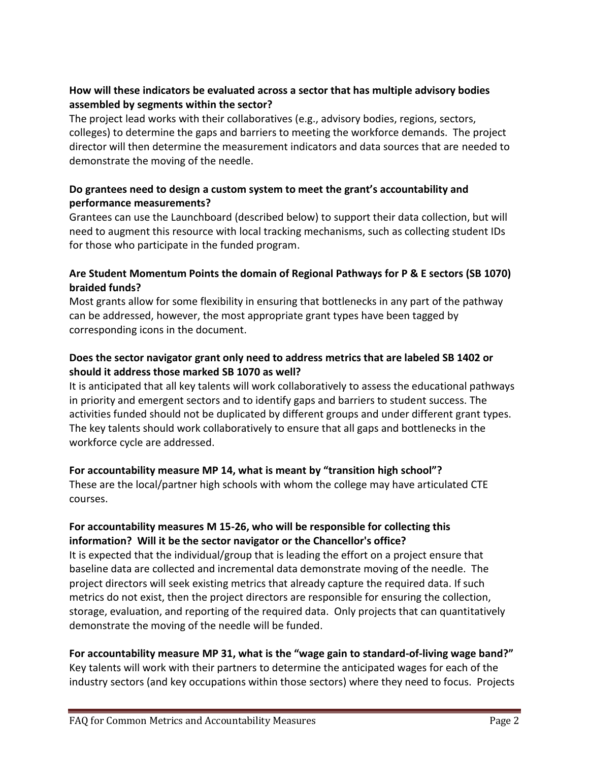**How will these indicators be evaluated across a sector that has multiple advisory bodies assembled by segments within the sector?**

The project lead works with their collaboratives (e.g., advisory bodies, regions, sectors, colleges) to determine the gaps and barriers to meeting the workforce demands. The project director will then determine the measurement indicators and data sources that are needed to demonstrate the moving of the needle.

**Do grantees need to design a custom system to meet the grant's accountability and performance measurements?**

Grantees can use the Launchboard (described below) to support their data collection, but will need to augment this resource with local tracking mechanisms, such as collecting student IDs for those who participate in the funded program.

**Are Student Momentum Points the domain of Regional Pathways for P & E sectors (SB 1070) braided funds?**

Most grants allow for some flexibility in ensuring that bottlenecks in any part of the pathway can be addressed, however, the most appropriate grant types have been tagged by corresponding icons in the document.

**Does the sector navigator grant only need to address metrics that are labeled SB 1402 or should it address those marked SB 1070 as well?**

It is anticipated that all key talents will work collaboratively to assess the educational pathways in priority and emergent sectors and to identify gaps and barriers to student success. The activities funded should not be duplicated by different groups and under different grant types. The key talents should work collaboratively to ensure that all gaps and bottlenecks in the workforce cycle are addressed.

**For accountability measure MP 14, what is meant by "transition high school"?**

These are the local/partner high schools with whom the college may have articulated CTE courses.

**For accountability measures M 15-26, who will be responsible for collecting this information? Will it be the sector navigator or the Chancellor's office?**

It is expected that the individual/group that is leading the effort on a project ensure that baseline data are collected and incremental data demonstrate moving of the needle. The project directors will seek existing metrics that already capture the required data. If such metrics do not exist, then the project directors are responsible for ensuring the collection, storage, evaluation, and reporting of the required data. Only projects that can quantitatively demonstrate the moving of the needle will be funded.

**For accountability measure MP 31, what is the "wage gain to standard-of-living wage band?"**

Key talents will work with their partners to determine the anticipated wages for each of the industry sectors (and key occupations within those sectors) where they need to focus. Projects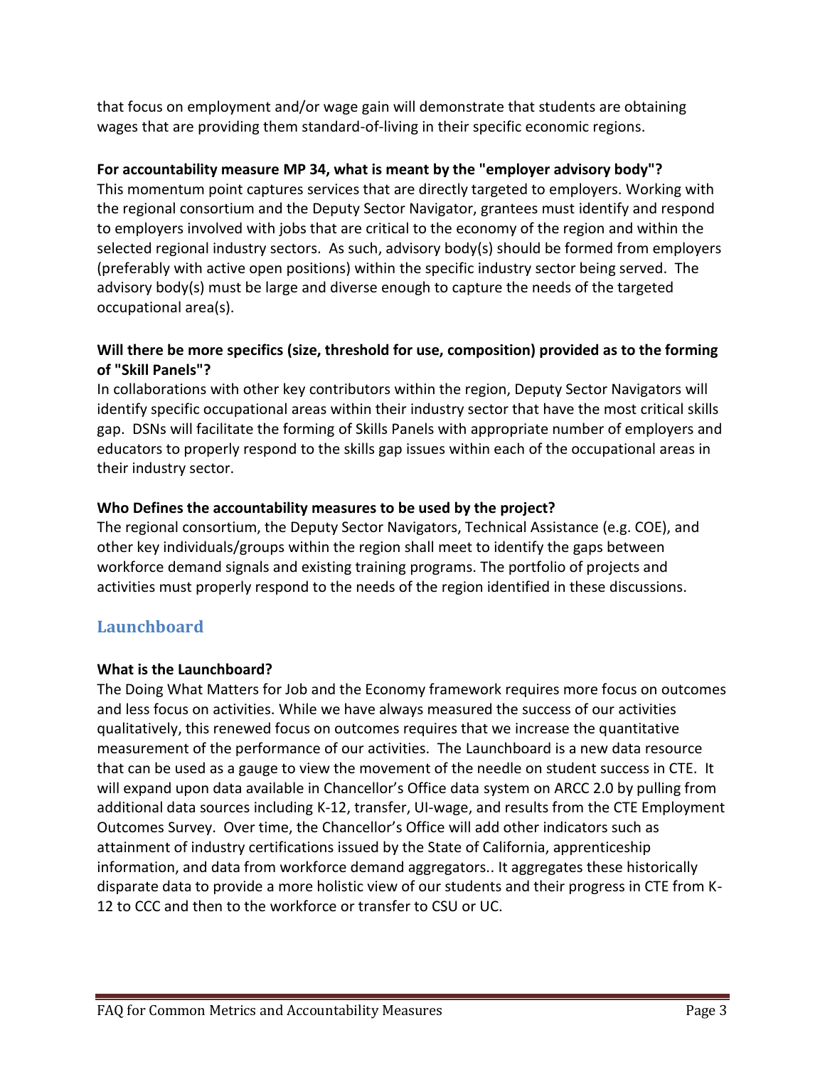that focus on employment and/or wage gain will demonstrate that students are obtaining wages that are providing them standard-of-living in their specific economic regions.

**For accountability measure MP 34, what is meant by the "employer advisory body"?**

This momentum point captures services that are directly targeted to employers. Working with the regional consortium and the Deputy Sector Navigator, grantees must identify and respond to employers involved with jobs that are critical to the economy of the region and within the selected regional industry sectors. As such, advisory body(s) should be formed from employers (preferably with active open positions) within the specific industry sector being served. The advisory body(s) must be large and diverse enough to capture the needs of the targeted occupational area(s).

**Will there be more specifics (size, threshold for use, composition) provided as to the forming of "Skill Panels"?**

In collaborations with other key contributors within the region, Deputy Sector Navigators will identify specific occupational areas within their industry sector that have the most critical skills gap. DSNs will facilitate the forming of Skills Panels with appropriate number of employers and educators to properly respond to the skills gap issues within each of the occupational areas in their industry sector.

**Who Defines the accountability measures to be used by the project?**

The regional consortium, the Deputy Sector Navigators, Technical Assistance (e.g. COE), and other key individuals/groups within the region shall meet to identify the gaps between workforce demand signals and existing training programs. The portfolio of projects and activities must properly respond to the needs of the region identified in these discussions.

## Launchboard

**What is the Launchboard?**

The Doing What Matters for Job and the Economy framework requires more focus on outcomes and less focus on activities. While we have always measured the success of our activities qualitatively, this renewed focus on outcomes requires that we increase the quantitative measurement of the performance of our activities. The Launchboard is a new data resource that can be used as a gauge to view the movement of the needle on student success in CTE. It will expand upon data available in Chancellor's Office data system on ARCC 2.0 by pulling from additional data sources including K-12, transfer, UI-wage, and results from the CTE Employment Outcomes Survey. Over time, the Chancellor's Office will add other indicators such as attainment of industry certifications issued by the State of California, apprenticeship information, and data from workforce demand aggregators.. It aggregates these historically disparate data to provide a more holistic view of our students and their progress in CTE from K-12 to CCC and then to the workforce or transfer to CSU or UC.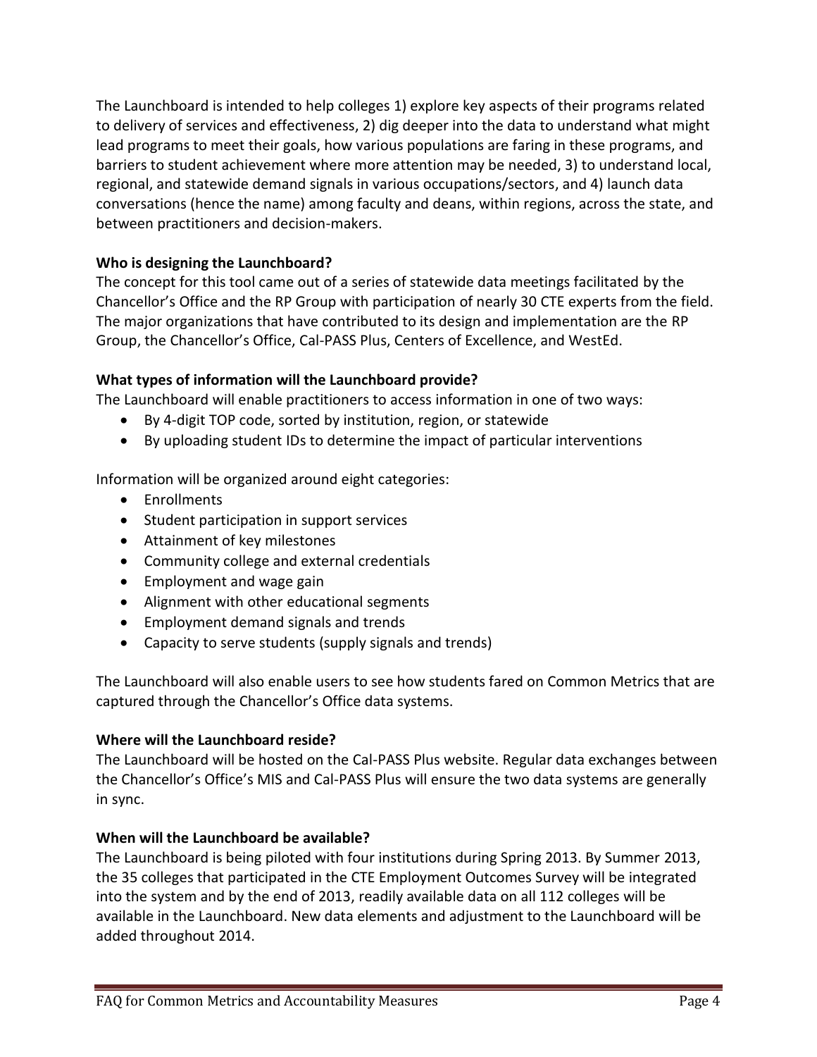The Launchboard is intended to help colleges 1) explore key aspects of their programs related to delivery of services and effectiveness, 2) dig deeper into the data to understand what might lead programs to meet their goals, how various populations are faring in these programs, and barriers to student achievement where more attention may be needed, 3) to understand local, regional, and statewide demand signals in various occupations/sectors, and 4) launch data conversations (hence the name) among faculty and deans, within regions, across the state, and between practitioners and decision-makers.

**Who is designing the Launchboard?**

The concept for this tool came out of a series of statewide data meetings facilitated by the Chancellor's Office and the RP Group with participation of nearly 30 CTE experts from the field. The major organizations that have contributed to its design and implementation are the RP Group, the Chancellor's Office, Cal-PASS Plus, Centers of Excellence, and WestEd.

**What types of information will the Launchboard provide?**

The Launchboard will enable practitioners to access information in one of two ways:

- By 4-digit TOP code, sorted by institution, region, or statewide
- By uploading student IDs to determine the impact of particular interventions

Information will be organized around eight categories:

- Enrollments
- Student participation in support services
- Attainment of key milestones
- Community college and external credentials
- Employment and wage gain
- Alignment with other educational segments
- Employment demand signals and trends
- Capacity to serve students (supply signals and trends)

The Launchboard will also enable users to see how students fared on Common Metrics that are captured through the Chancellor's Office data systems.

**Where will the Launchboard reside?**

The Launchboard will be hosted on the Cal-PASS Plus website. Regular data exchanges between the Chancellor's Office's MIS and Cal-PASS Plus will ensure the two data systems are generally in sync.

**When will the Launchboard be available?**

The Launchboard is being piloted with four institutions during Spring 2013. By Summer 2013, the 35 colleges that participated in the CTE Employment Outcomes Survey will be integrated into the system and by the end of 2013, readily available data on all 112 colleges will be available in the Launchboard. New data elements and adjustment to the Launchboard will be added throughout 2014.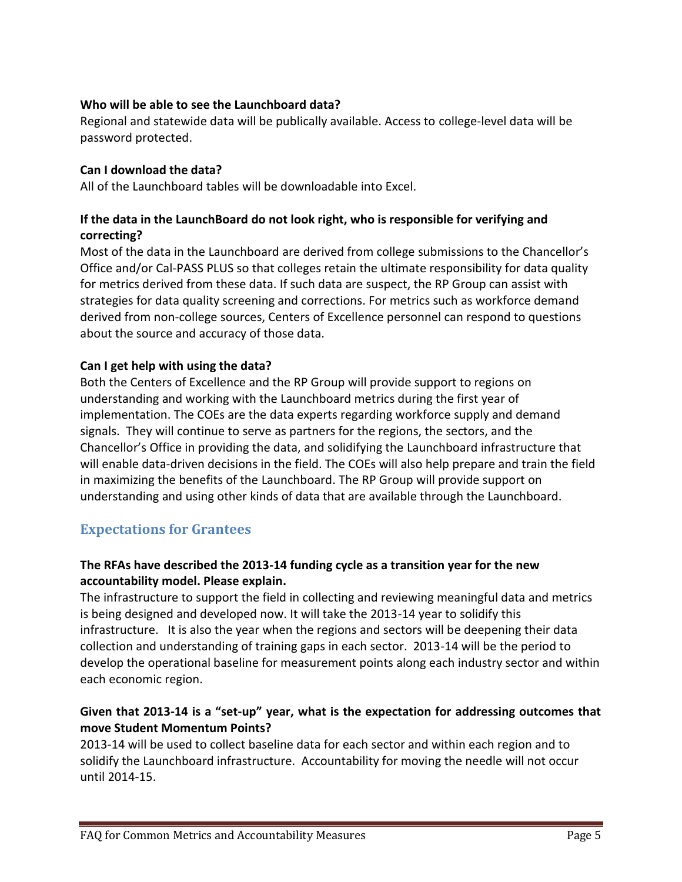**Who will be able to see the Launchboard data?**

Regional and statewide data will be publically available. Access to college-level data will be password protected.

**Can I download the data?**

All of the Launchboard tables will be downloadable into Excel.

**If the data in the LaunchBoard do not look right, who is responsible for verifying and correcting?**

Most of the data in the Launchboard are derived from college submissions to the Chancellor's Office and/or Cal-PASS PLUS so that colleges retain the ultimate responsibility for data quality for metrics derived from these data. If such data are suspect, the RP Group can assist with strategies for data quality screening and corrections. For metrics such as workforce demand derived from non-college sources, Centers of Excellence personnel can respond to questions about the source and accuracy of those data.

**Can I get help with using the data?**

Both the Centers of Excellence and the RP Group will provide support to regions on understanding and working with the Launchboard metrics during the first year of implementation. The COEs are the data experts regarding workforce supply and demand signals. They will continue to serve as partners for the regions, the sectors, and the Chancellor's Office in providing the data, and solidifying the Launchboard infrastructure that will enable data-driven decisions in the field. The COEs will also help prepare and train the field in maximizing the benefits of the Launchboard. The RP Group will provide support on understanding and using other kinds of data that are available through the Launchboard.

## Expectations for Grantees

**The RFAs have described the 2013-14 funding cycle as a transition year for the new accountability model. Please explain.**

The infrastructure to support the field in collecting and reviewing meaningful data and metrics is being designed and developed now. It will take the 2013-14 year to solidify this infrastructure. It is also the year when the regions and sectors will be deepening their data collection and understanding of training gaps in each sector. 2013-14 will be the period to develop the operational baseline for measurement points along each industry sector and within each economic region.

**Given that 2013-14 is a "set-up" year, what is the expectation for addressing outcomes that move Student Momentum Points?**

2013-14 will be used to collect baseline data for each sector and within each region and to solidify the Launchboard infrastructure. Accountability for moving the needle will not occur until 2014-15.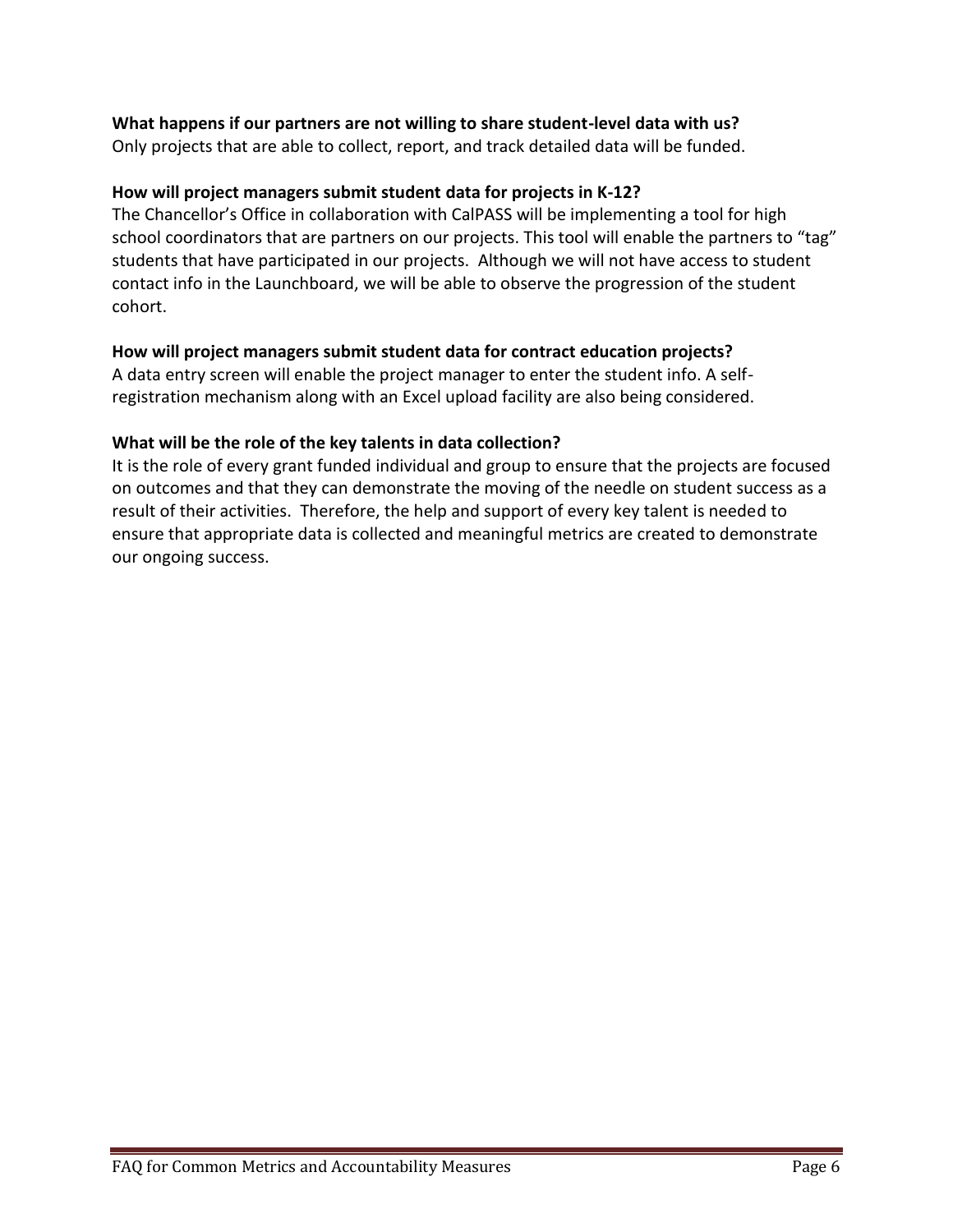**What happens if our partners are not willing to share student-level data with us?**

Only projects that are able to collect, report, and track detailed data will be funded.

**How will project managers submit student data for projects in K-12?**

The Chancellor's Office in collaboration with CalPASS will be implementing a tool for high school coordinators that are partners on our projects. This tool will enable the partners to "tag" students that have participated in our projects. Although we will not have access to student contact info in the Launchboard, we will be able to observe the progression of the student cohort.

**How will project managers submit student data for contract education projects?**

A data entry screen will enable the project manager to enter the student info. A self-registration mechanism along with an Excel upload facility are also being considered.

**What will be the role of the key talents in data collection?**

It is the role of every grant funded individual and group to ensure that the projects are focused on outcomes and that they can demonstrate the moving of the needle on student success as a result of their activities. Therefore, the help and support of every key talent is needed to ensure that appropriate data is collected and meaningful metrics are created to demonstrate our ongoing success.